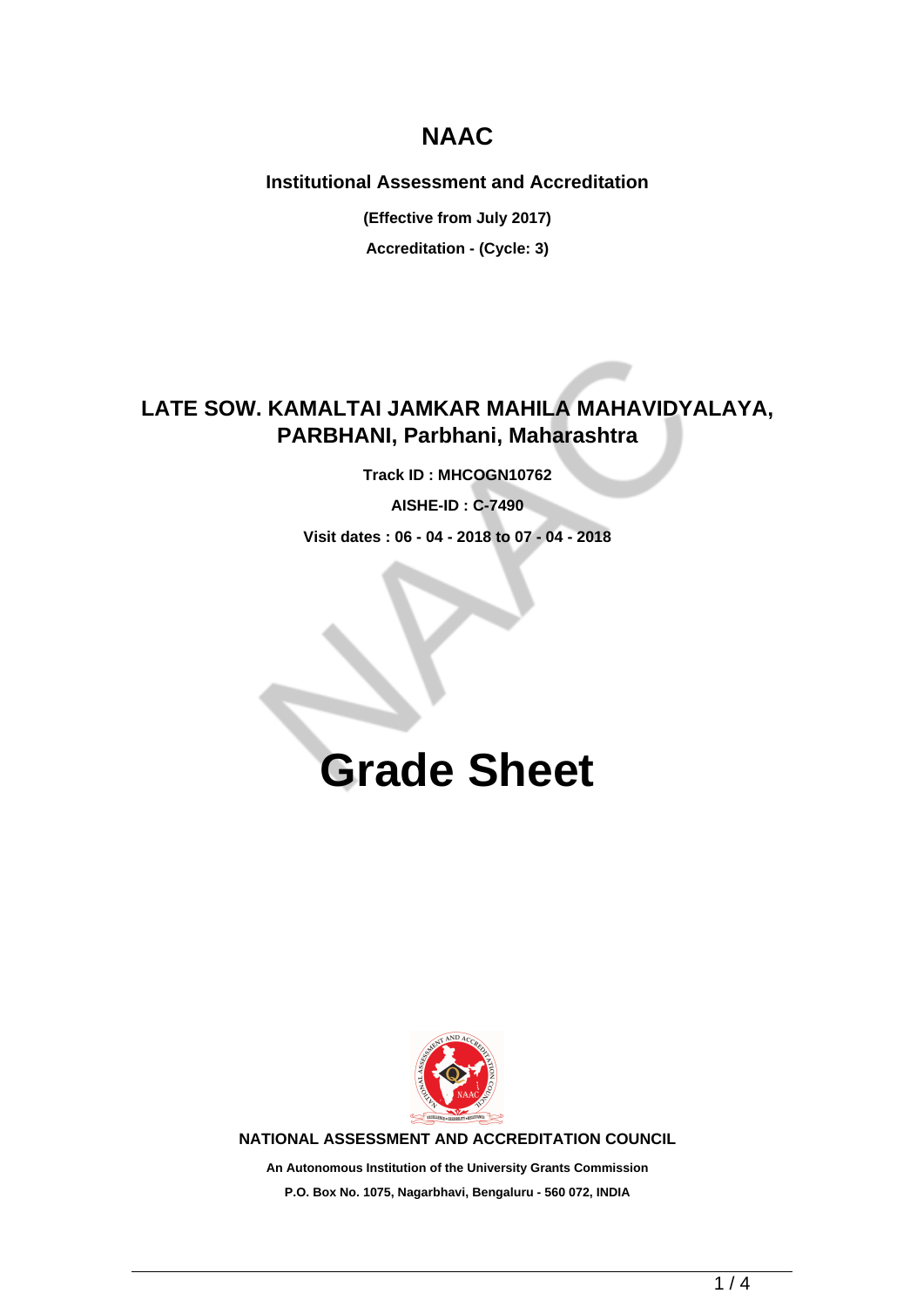# NAAC

**Institutional Assessment and Accreditation**

**(Effective from July 2017)**

**Accreditation - (Cycle: 3)**

## LATE SOW. KAMALTAI JAMKAR MAHILA MAHAVIDYALAYA, PARBHANI, Parbhani, Maharashtra

**Track ID : MHCOGN10762**

**AISHE-ID : C-7490**

**Visit dates : 06 - 04 - 2018 to 07 - 04 - 2018**

# Grade Sheet

**NATIONAL ASSESSMENT AND ACCREDITATION COUNCIL**

**An Autonomous Institution of the University Grants Commission**

**P.O. Box No. 1075, Nagarbhavi, Bengaluru - 560 072, INDIA**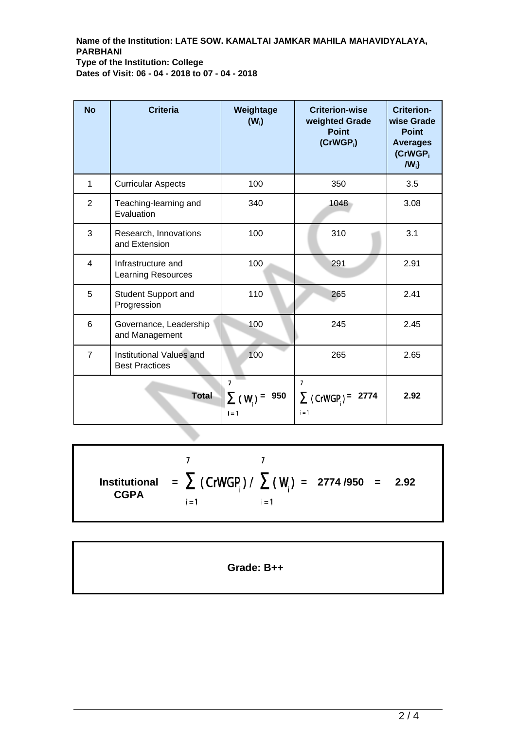**Name of the Institution: LATE SOW. KAMALTAI JAMKAR MAHILA MAHAVIDYALAYA, PARBHANI**
**Type of the Institution: College**
**Dates of Visit: 06 - 04 - 2018 to 07 - 04 - 2018**

| No | Criteria | Weightage ($W_i$) | Criterion-wise weighted Grade Point ($CrWGP_i$) | Criterion-wise Grade Point Averages ($CrWGP_i / W_i$) |
|---|---|---|---|---|
| 1 | Curricular Aspects | 100 | 350 | 3.5 |
| 2 | Teaching-learning and Evaluation | 340 | 1048 | 3.08 |
| 3 | Research, Innovations and Extension | 100 | 310 | 3.1 |
| 4 | Infrastructure and Learning Resources | 100 | 291 | 2.91 |
| 5 | Student Support and Progression | 110 | 265 | 2.41 |
| 6 | Governance, Leadership and Management | 100 | 245 | 2.45 |
| 7 | Institutional Values and Best Practices | 100 | 265 | 2.65 |
| | **Total** | $\sum_{i=1}^{7} (W_i) =$ **950** | $\sum_{i=1}^{7} (CrWGP_i) =$ **2774** | **2.92** |

$$\textbf{Institutional CGPA} = \sum_{i=1}^{7} (CrWGP_i) \Big/ \sum_{i=1}^{7} (W_i) = \mathbf{2774 / 950} = \mathbf{2.92}$$

**Grade: B++**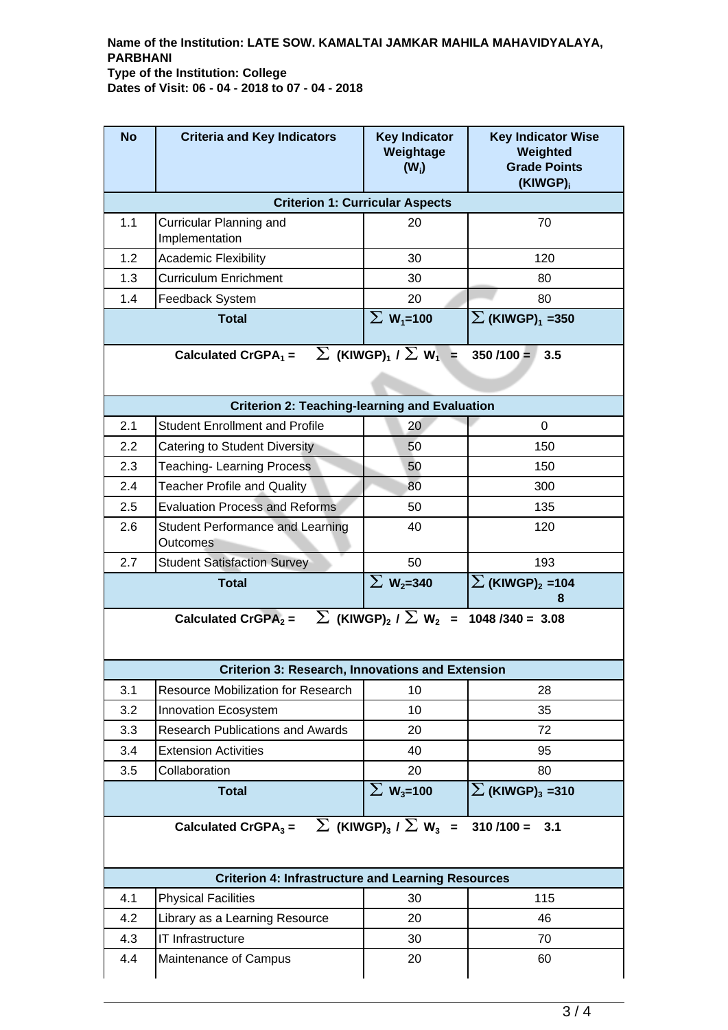**Name of the Institution: LATE SOW. KAMALTAI JAMKAR MAHILA MAHAVIDYALAYA, PARBHANI**
**Type of the Institution: College**
**Dates of Visit: 06 - 04 - 2018 to 07 - 04 - 2018**

| No | Criteria and Key Indicators | Key Indicator Weightage ($W_i$) | Key Indicator Wise Weighted Grade Points $(KIWGP)_i$ |
|---|---|---|---|
| **Criterion 1: Curricular Aspects** | | | |
| 1.1 | Curricular Planning and Implementation | 20 | 70 |
| 1.2 | Academic Flexibility | 30 | 120 |
| 1.3 | Curriculum Enrichment | 30 | 80 |
| 1.4 | Feedback System | 20 | 80 |
| **Total** | | $\sum W_1$=100 | $\sum (KIWGP)_1$ =350 |
| **Calculated $CrGPA_1$ = $\sum (KIWGP)_1 / \sum W_1$ = 350 /100 = 3.5** | | | |
| **Criterion 2: Teaching-learning and Evaluation** | | | |
| 2.1 | Student Enrollment and Profile | 20 | 0 |
| 2.2 | Catering to Student Diversity | 50 | 150 |
| 2.3 | Teaching- Learning Process | 50 | 150 |
| 2.4 | Teacher Profile and Quality | 80 | 300 |
| 2.5 | Evaluation Process and Reforms | 50 | 135 |
| 2.6 | Student Performance and Learning Outcomes | 40 | 120 |
| 2.7 | Student Satisfaction Survey | 50 | 193 |
| **Total** | | $\sum W_2$=340 | $\sum (KIWGP)_2$ =1048 |
| **Calculated $CrGPA_2$ = $\sum (KIWGP)_2 / \sum W_2$ = 1048 /340 = 3.08** | | | |
| **Criterion 3: Research, Innovations and Extension** | | | |
| 3.1 | Resource Mobilization for Research | 10 | 28 |
| 3.2 | Innovation Ecosystem | 10 | 35 |
| 3.3 | Research Publications and Awards | 20 | 72 |
| 3.4 | Extension Activities | 40 | 95 |
| 3.5 | Collaboration | 20 | 80 |
| **Total** | | $\sum W_3$=100 | $\sum (KIWGP)_3$ =310 |
| **Calculated $CrGPA_3$ = $\sum (KIWGP)_3 / \sum W_3$ = 310 /100 = 3.1** | | | |
| **Criterion 4: Infrastructure and Learning Resources** | | | |
| 4.1 | Physical Facilities | 30 | 115 |
| 4.2 | Library as a Learning Resource | 20 | 46 |
| 4.3 | IT Infrastructure | 30 | 70 |
| 4.4 | Maintenance of Campus | 20 | 60 |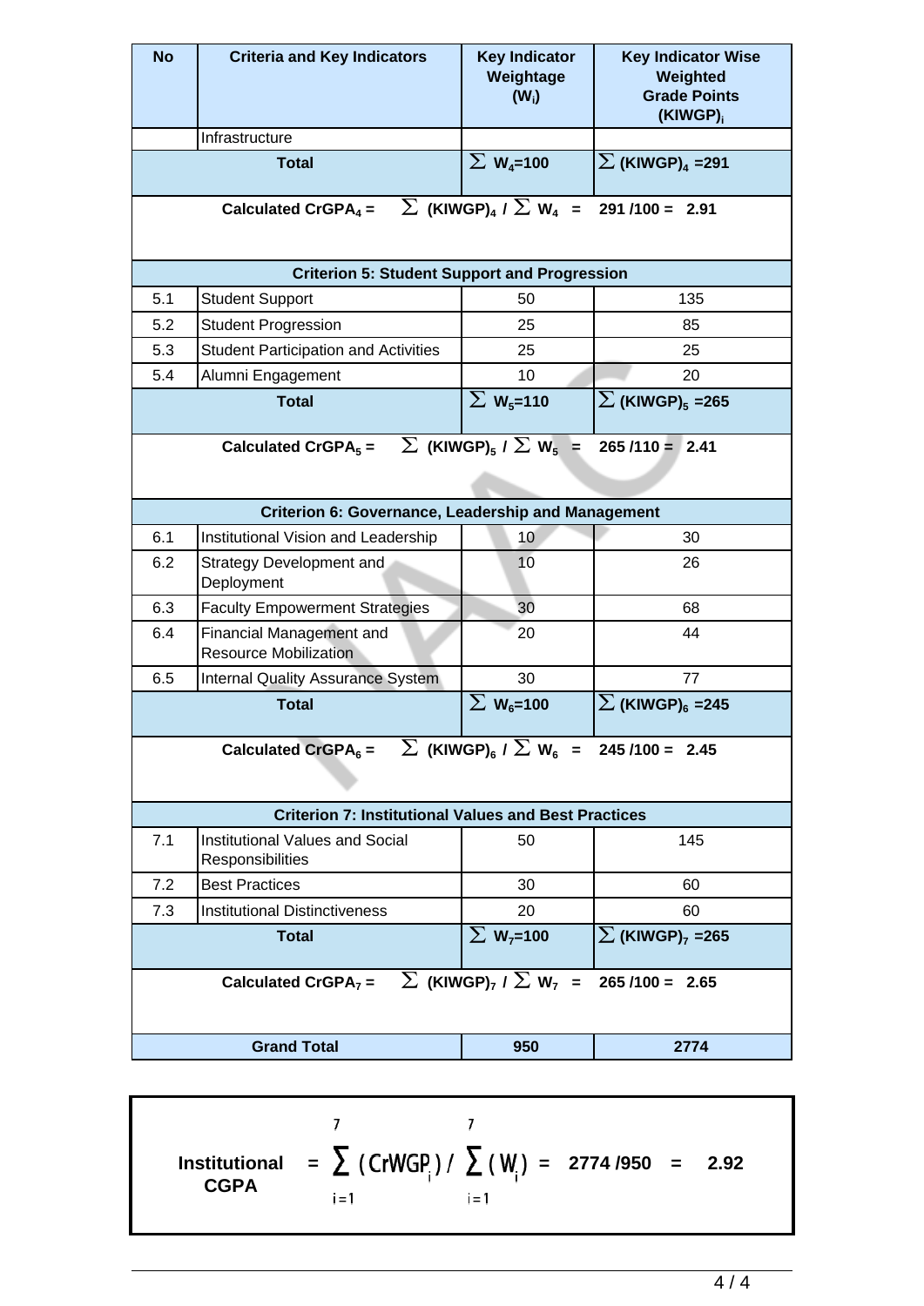| No | Criteria and Key Indicators | Key Indicator Weightage ($W_i$) | Key Indicator Wise Weighted Grade Points $(KIWGP)_i$ |
|---|---|---|---|
| | Infrastructure | | |
| | **Total** | $\sum W_4=100$ | $\sum (KIWGP)_4 =291$ |
| | **Calculated $CrGPA_4$ = $\sum (KIWGP)_4 / \sum W_4$ = 291 /100 = 2.91** | | |
| | **Criterion 5: Student Support and Progression** | | |
| 5.1 | Student Support | 50 | 135 |
| 5.2 | Student Progression | 25 | 85 |
| 5.3 | Student Participation and Activities | 25 | 25 |
| 5.4 | Alumni Engagement | 10 | 20 |
| | **Total** | $\sum W_5=110$ | $\sum (KIWGP)_5 =265$ |
| | **Calculated $CrGPA_5$ = $\sum (KIWGP)_5 / \sum W_5$ = 265 /110 = 2.41** | | |
| | **Criterion 6: Governance, Leadership and Management** | | |
| 6.1 | Institutional Vision and Leadership | 10 | 30 |
| 6.2 | Strategy Development and Deployment | 10 | 26 |
| 6.3 | Faculty Empowerment Strategies | 30 | 68 |
| 6.4 | Financial Management and Resource Mobilization | 20 | 44 |
| 6.5 | Internal Quality Assurance System | 30 | 77 |
| | **Total** | $\sum W_6=100$ | $\sum (KIWGP)_6 =245$ |
| | **Calculated $CrGPA_6$ = $\sum (KIWGP)_6 / \sum W_6$ = 245 /100 = 2.45** | | |
| | **Criterion 7: Institutional Values and Best Practices** | | |
| 7.1 | Institutional Values and Social Responsibilities | 50 | 145 |
| 7.2 | Best Practices | 30 | 60 |
| 7.3 | Institutional Distinctiveness | 20 | 60 |
| | **Total** | $\sum W_7=100$ | $\sum (KIWGP)_7 =265$ |
| | **Calculated $CrGPA_7$ = $\sum (KIWGP)_7 / \sum W_7$ = 265 /100 = 2.65** | | |
| | **Grand Total** | **950** | **2774** |

**Institutional CGPA** $= \sum_{i=1}^{7} (CrWGP_i) / \sum_{i=1}^{7} (W_i)$ = **2774 /950 = 2.92**